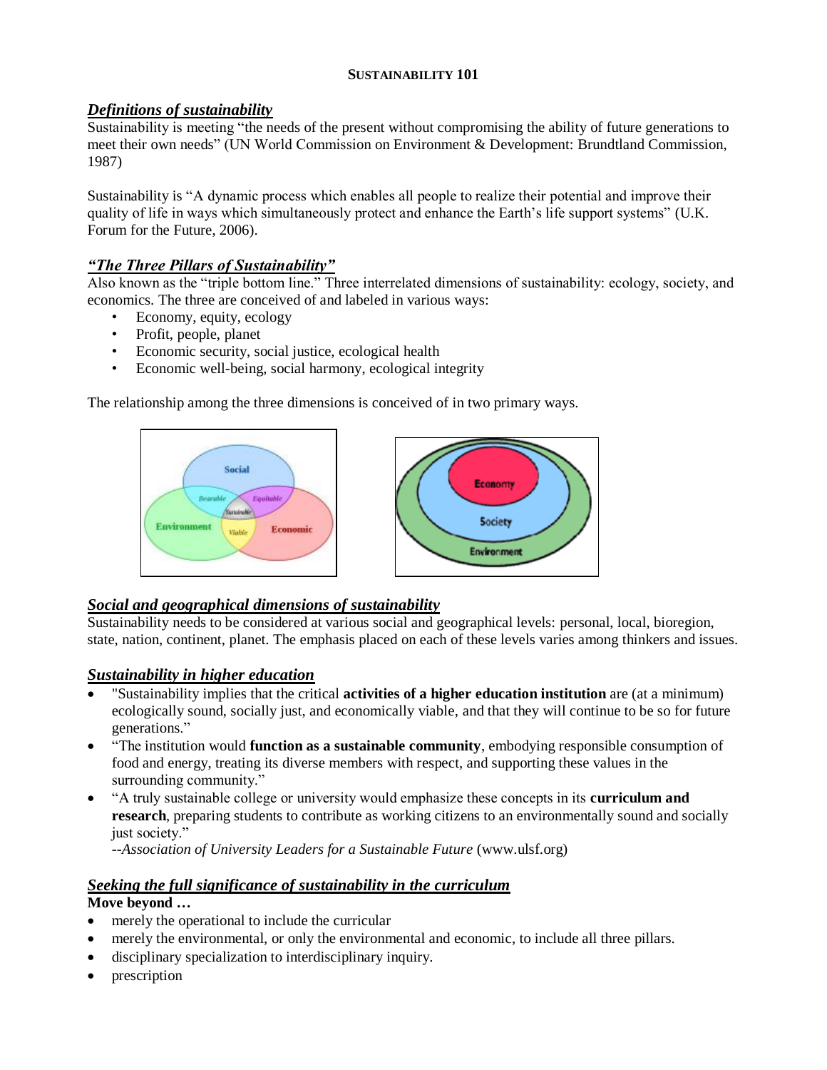**SUSTAINABILITY 101**

## *Definitions of sustainability*

Sustainability is meeting "the needs of the present without compromising the ability of future generations to meet their own needs" (UN World Commission on Environment & Development: Brundtland Commission, 1987)

Sustainability is "A dynamic process which enables all people to realize their potential and improve their quality of life in ways which simultaneously protect and enhance the Earth's life support systems" (U.K. Forum for the Future, 2006).

## *"The Three Pillars of Sustainability"*

Also known as the "triple bottom line." Three interrelated dimensions of sustainability: ecology, society, and economics. The three are conceived of and labeled in various ways:

- Economy, equity, ecology
- Profit, people, planet
- Economic security, social justice, ecological health
- Economic well-being, social harmony, ecological integrity

The relationship among the three dimensions is conceived of in two primary ways.

Social
Bearable
Equitable
Sustainable
Environment
Viable
Economic

Economy
Society
Environment

## *Social and geographical dimensions of sustainability*

Sustainability needs to be considered at various social and geographical levels: personal, local, bioregion, state, nation, continent, planet. The emphasis placed on each of these levels varies among thinkers and issues.

## *Sustainability in higher education*

- "Sustainability implies that the critical **activities of a higher education institution** are (at a minimum) ecologically sound, socially just, and economically viable, and that they will continue to be so for future generations."
- "The institution would **function as a sustainable community**, embodying responsible consumption of food and energy, treating its diverse members with respect, and supporting these values in the surrounding community."
- "A truly sustainable college or university would emphasize these concepts in its **curriculum and research**, preparing students to contribute as working citizens to an environmentally sound and socially just society."
  --*Association of University Leaders for a Sustainable Future* (www.ulsf.org)

## *Seeking the full significance of sustainability in the curriculum*

**Move beyond …**

- merely the operational to include the curricular
- merely the environmental, or only the environmental and economic, to include all three pillars.
- disciplinary specialization to interdisciplinary inquiry.
- prescription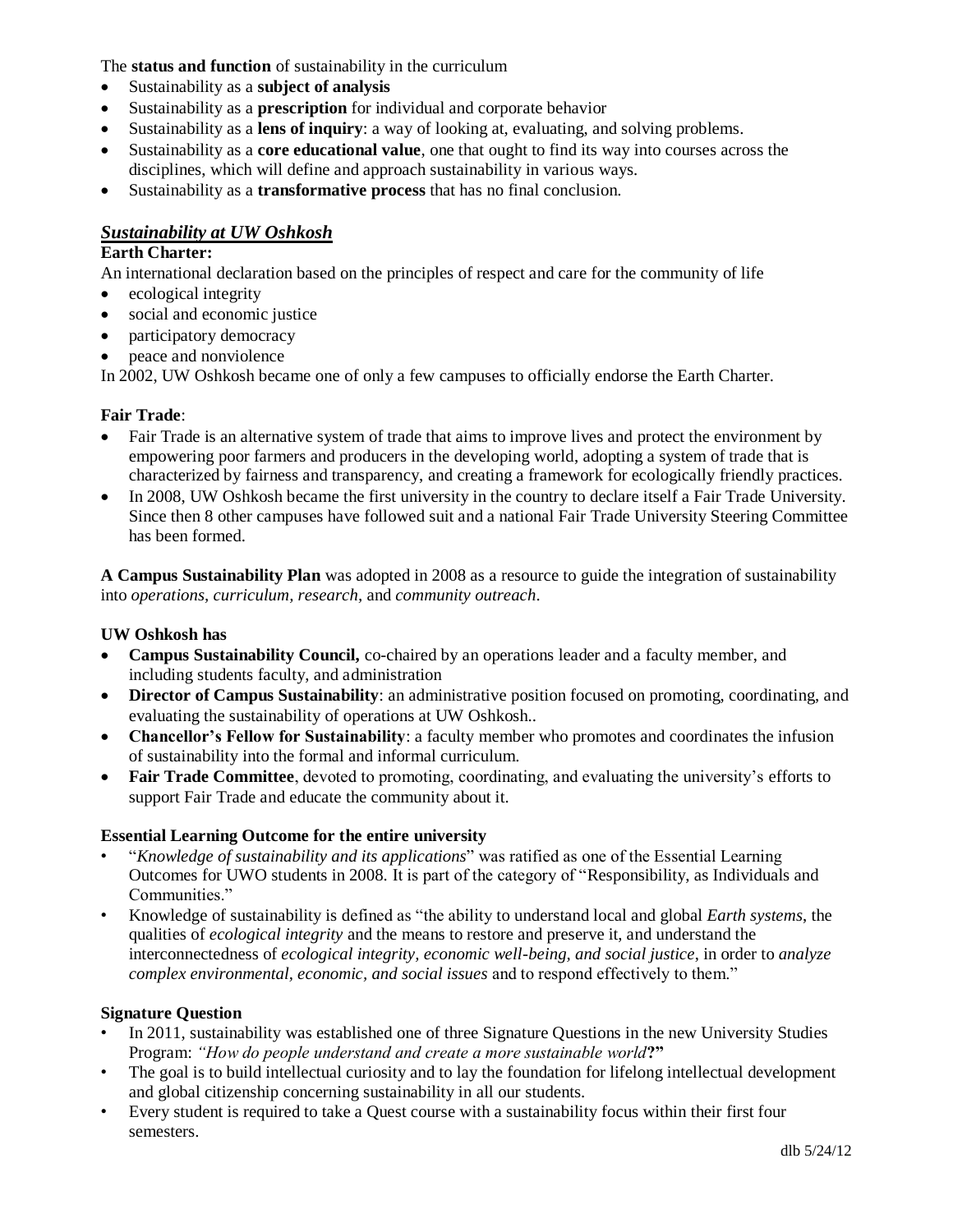The **status and function** of sustainability in the curriculum

- Sustainability as a **subject of analysis**
- Sustainability as a **prescription** for individual and corporate behavior
- Sustainability as a **lens of inquiry**: a way of looking at, evaluating, and solving problems.
- Sustainability as a **core educational value**, one that ought to find its way into courses across the disciplines, which will define and approach sustainability in various ways.
- Sustainability as a **transformative process** that has no final conclusion.

## ***Sustainability at UW Oshkosh***

**Earth Charter:**

An international declaration based on the principles of respect and care for the community of life

- ecological integrity
- social and economic justice
- participatory democracy
- peace and nonviolence

In 2002, UW Oshkosh became one of only a few campuses to officially endorse the Earth Charter.

**Fair Trade**:

- Fair Trade is an alternative system of trade that aims to improve lives and protect the environment by empowering poor farmers and producers in the developing world, adopting a system of trade that is characterized by fairness and transparency, and creating a framework for ecologically friendly practices.
- In 2008, UW Oshkosh became the first university in the country to declare itself a Fair Trade University. Since then 8 other campuses have followed suit and a national Fair Trade University Steering Committee has been formed.

**A Campus Sustainability Plan** was adopted in 2008 as a resource to guide the integration of sustainability into *operations, curriculum, research,* and *community outreach*.

**UW Oshkosh has**

- **Campus Sustainability Council,** co-chaired by an operations leader and a faculty member, and including students faculty, and administration
- **Director of Campus Sustainability**: an administrative position focused on promoting, coordinating, and evaluating the sustainability of operations at UW Oshkosh..
- **Chancellor's Fellow for Sustainability**: a faculty member who promotes and coordinates the infusion of sustainability into the formal and informal curriculum.
- **Fair Trade Committee**, devoted to promoting, coordinating, and evaluating the university's efforts to support Fair Trade and educate the community about it.

**Essential Learning Outcome for the entire university**

- "*Knowledge of sustainability and its applications*" was ratified as one of the Essential Learning Outcomes for UWO students in 2008. It is part of the category of "Responsibility, as Individuals and Communities."
- Knowledge of sustainability is defined as "the ability to understand local and global *Earth systems*, the qualities of *ecological integrity* and the means to restore and preserve it, and understand the interconnectedness of *ecological integrity, economic well-being, and social justice*, in order to *analyze complex environmental, economic, and social issues* and to respond effectively to them."

**Signature Question**

- In 2011, sustainability was established one of three Signature Questions in the new University Studies Program: *"How do people understand and create a more sustainable world***?"**
- The goal is to build intellectual curiosity and to lay the foundation for lifelong intellectual development and global citizenship concerning sustainability in all our students.
- Every student is required to take a Quest course with a sustainability focus within their first four semesters.

dlb 5/24/12